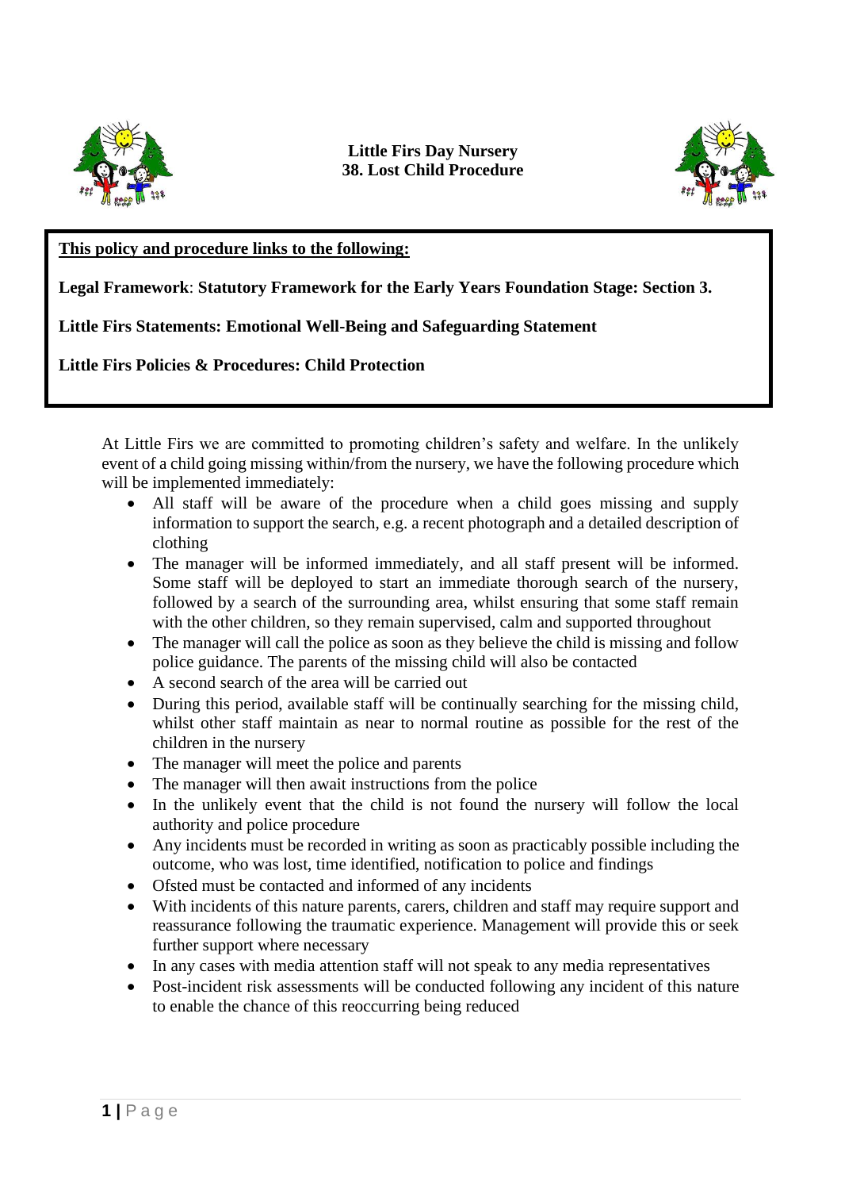# Little Firs Day Nursery
## 38. Lost Child Procedure

**This policy and procedure links to the following:**

**Legal Framework**: **Statutory Framework for the Early Years Foundation Stage: Section 3.**

**Little Firs Statements: Emotional Well-Being and Safeguarding Statement**

**Little Firs Policies & Procedures: Child Protection**

At Little Firs we are committed to promoting children's safety and welfare. In the unlikely event of a child going missing within/from the nursery, we have the following procedure which will be implemented immediately:

- All staff will be aware of the procedure when a child goes missing and supply information to support the search, e.g. a recent photograph and a detailed description of clothing
- The manager will be informed immediately, and all staff present will be informed. Some staff will be deployed to start an immediate thorough search of the nursery, followed by a search of the surrounding area, whilst ensuring that some staff remain with the other children, so they remain supervised, calm and supported throughout
- The manager will call the police as soon as they believe the child is missing and follow police guidance. The parents of the missing child will also be contacted
- A second search of the area will be carried out
- During this period, available staff will be continually searching for the missing child, whilst other staff maintain as near to normal routine as possible for the rest of the children in the nursery
- The manager will meet the police and parents
- The manager will then await instructions from the police
- In the unlikely event that the child is not found the nursery will follow the local authority and police procedure
- Any incidents must be recorded in writing as soon as practicably possible including the outcome, who was lost, time identified, notification to police and findings
- Ofsted must be contacted and informed of any incidents
- With incidents of this nature parents, carers, children and staff may require support and reassurance following the traumatic experience. Management will provide this or seek further support where necessary
- In any cases with media attention staff will not speak to any media representatives
- Post-incident risk assessments will be conducted following any incident of this nature to enable the chance of this reoccurring being reduced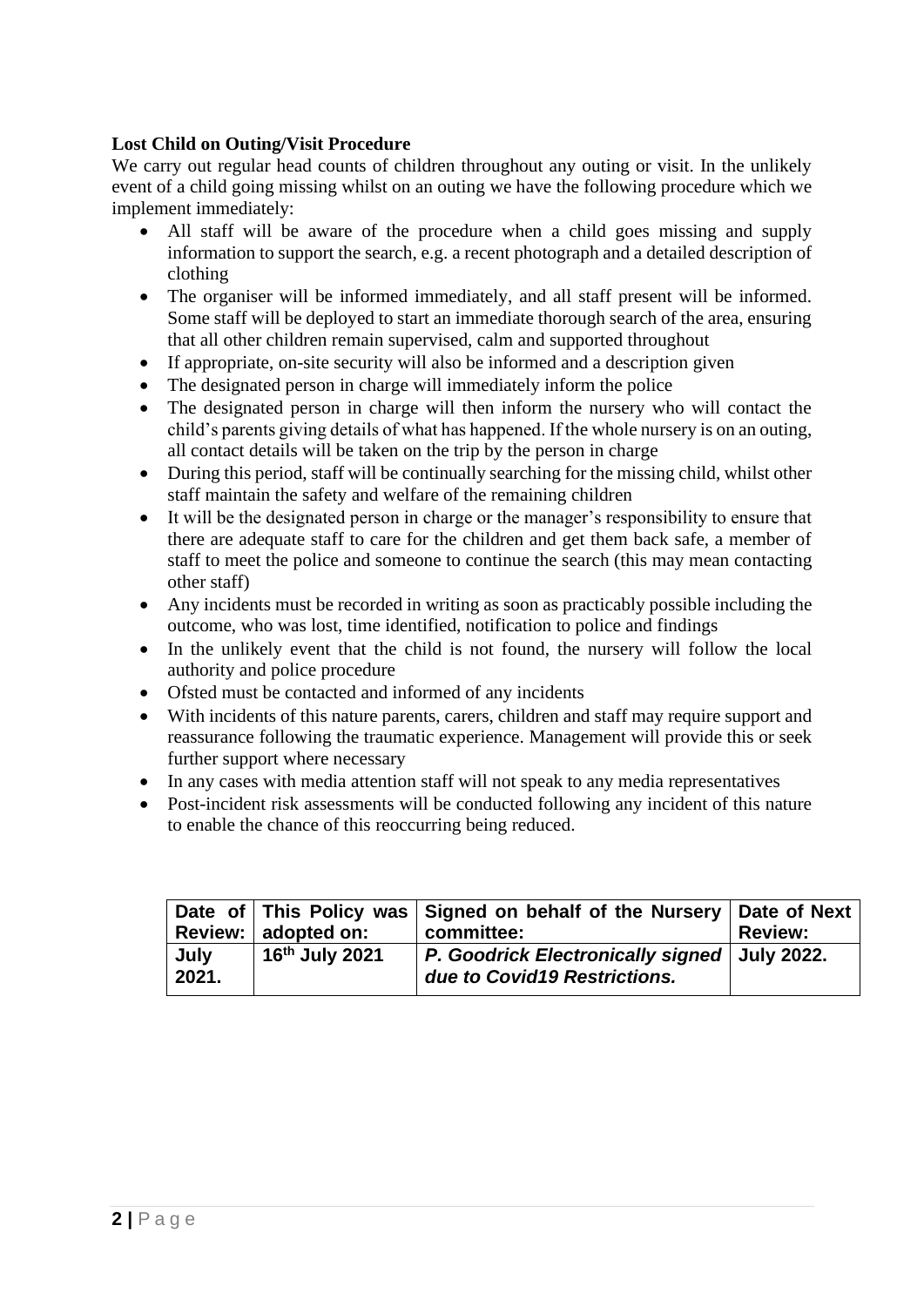**Lost Child on Outing/Visit Procedure**

We carry out regular head counts of children throughout any outing or visit. In the unlikely event of a child going missing whilst on an outing we have the following procedure which we implement immediately:

- All staff will be aware of the procedure when a child goes missing and supply information to support the search, e.g. a recent photograph and a detailed description of clothing
- The organiser will be informed immediately, and all staff present will be informed. Some staff will be deployed to start an immediate thorough search of the area, ensuring that all other children remain supervised, calm and supported throughout
- If appropriate, on-site security will also be informed and a description given
- The designated person in charge will immediately inform the police
- The designated person in charge will then inform the nursery who will contact the child's parents giving details of what has happened. If the whole nursery is on an outing, all contact details will be taken on the trip by the person in charge
- During this period, staff will be continually searching for the missing child, whilst other staff maintain the safety and welfare of the remaining children
- It will be the designated person in charge or the manager's responsibility to ensure that there are adequate staff to care for the children and get them back safe, a member of staff to meet the police and someone to continue the search (this may mean contacting other staff)
- Any incidents must be recorded in writing as soon as practicably possible including the outcome, who was lost, time identified, notification to police and findings
- In the unlikely event that the child is not found, the nursery will follow the local authority and police procedure
- Ofsted must be contacted and informed of any incidents
- With incidents of this nature parents, carers, children and staff may require support and reassurance following the traumatic experience. Management will provide this or seek further support where necessary
- In any cases with media attention staff will not speak to any media representatives
- Post-incident risk assessments will be conducted following any incident of this nature to enable the chance of this reoccurring being reduced.

| Date of Review: | This Policy was adopted on: | Signed on behalf of the Nursery committee: | Date of Next Review: |
|---|---|---|---|
| **July 2021.** | **16th July 2021** | ***P. Goodrick Electronically signed due to Covid19 Restrictions.*** | **July 2022.** |